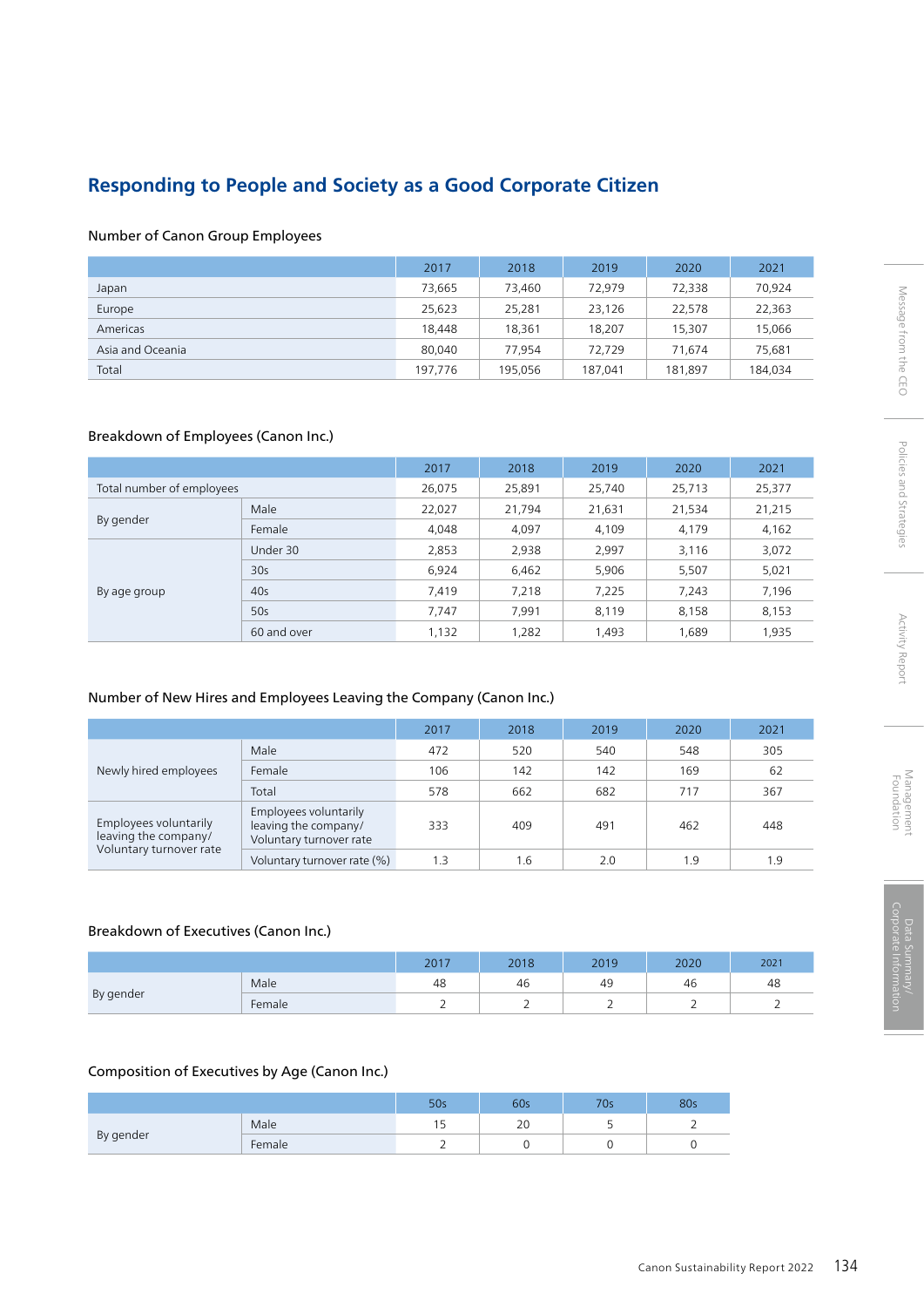## Responding to People and Society as a Good Corporate Citizen

### Number of Canon Group Employees

| | 2017 | 2018 | 2019 | 2020 | 2021 |
|---|---|---|---|---|---|
| Japan | 73,665 | 73,460 | 72,979 | 72,338 | 70,924 |
| Europe | 25,623 | 25,281 | 23,126 | 22,578 | 22,363 |
| Americas | 18,448 | 18,361 | 18,207 | 15,307 | 15,066 |
| Asia and Oceania | 80,040 | 77,954 | 72,729 | 71,674 | 75,681 |
| Total | 197,776 | 195,056 | 187,041 | 181,897 | 184,034 |

### Breakdown of Employees (Canon Inc.)

| | | 2017 | 2018 | 2019 | 2020 | 2021 |
|---|---|---|---|---|---|---|
| Total number of employees | | 26,075 | 25,891 | 25,740 | 25,713 | 25,377 |
| By gender | Male | 22,027 | 21,794 | 21,631 | 21,534 | 21,215 |
| | Female | 4,048 | 4,097 | 4,109 | 4,179 | 4,162 |
| By age group | Under 30 | 2,853 | 2,938 | 2,997 | 3,116 | 3,072 |
| | 30s | 6,924 | 6,462 | 5,906 | 5,507 | 5,021 |
| | 40s | 7,419 | 7,218 | 7,225 | 7,243 | 7,196 |
| | 50s | 7,747 | 7,991 | 8,119 | 8,158 | 8,153 |
| | 60 and over | 1,132 | 1,282 | 1,493 | 1,689 | 1,935 |

### Number of New Hires and Employees Leaving the Company (Canon Inc.)

| | | 2017 | 2018 | 2019 | 2020 | 2021 |
|---|---|---|---|---|---|---|
| Newly hired employees | Male | 472 | 520 | 540 | 548 | 305 |
| | Female | 106 | 142 | 142 | 169 | 62 |
| | Total | 578 | 662 | 682 | 717 | 367 |
| Employees voluntarily leaving the company/ Voluntary turnover rate | Employees voluntarily leaving the company/ Voluntary turnover rate | 333 | 409 | 491 | 462 | 448 |
| | Voluntary turnover rate (%) | 1.3 | 1.6 | 2.0 | 1.9 | 1.9 |

### Breakdown of Executives (Canon Inc.)

| | | 2017 | 2018 | 2019 | 2020 | 2021 |
|---|---|---|---|---|---|---|
| By gender | Male | 48 | 46 | 49 | 46 | 48 |
| | Female | 2 | 2 | 2 | 2 | 2 |

### Composition of Executives by Age (Canon Inc.)

| | | 50s | 60s | 70s | 80s |
|---|---|---|---|---|---|
| By gender | Male | 15 | 20 | 5 | 2 |
| | Female | 2 | 0 | 0 | 0 |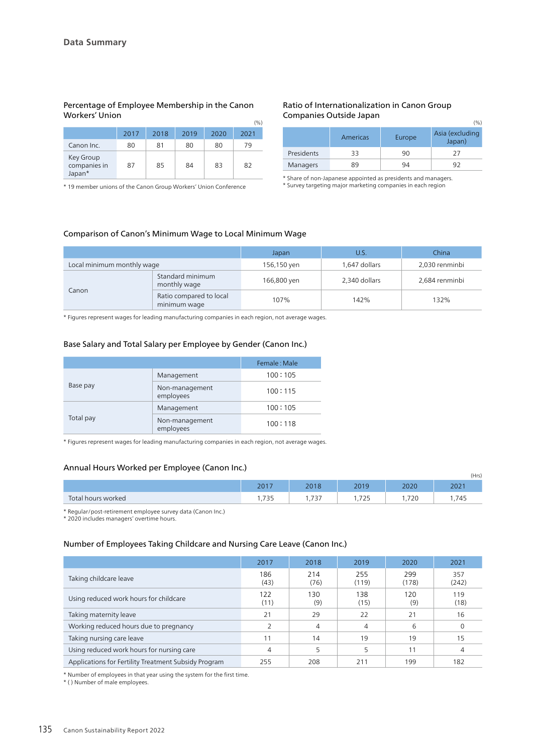## Data Summary

### Percentage of Employee Membership in the Canon Workers' Union

(%)

| | 2017 | 2018 | 2019 | 2020 | 2021 |
|---|---|---|---|---|---|
| Canon Inc. | 80 | 81 | 80 | 80 | 79 |
| Key Group companies in Japan* | 87 | 85 | 84 | 83 | 82 |

* 19 member unions of the Canon Group Workers' Union Conference

### Ratio of Internationalization in Canon Group Companies Outside Japan

(%)

| | Americas | Europe | Asia (excluding Japan) |
|---|---|---|---|
| Presidents | 33 | 90 | 27 |
| Managers | 89 | 94 | 92 |

* Share of non-Japanese appointed as presidents and managers.
* Survey targeting major marketing companies in each region

### Comparison of Canon's Minimum Wage to Local Minimum Wage

| | | Japan | U.S. | China |
|---|---|---|---|---|
| Local minimum monthly wage | | 156,150 yen | 1,647 dollars | 2,030 renminbi |
| Canon | Standard minimum monthly wage | 166,800 yen | 2,340 dollars | 2,684 renminbi |
| | Ratio compared to local minimum wage | 107% | 142% | 132% |

* Figures represent wages for leading manufacturing companies in each region, not average wages.

### Base Salary and Total Salary per Employee by Gender (Canon Inc.)

| | | Female : Male |
|---|---|---|
| Base pay | Management | 100 : 105 |
| | Non-management employees | 100 : 115 |
| Total pay | Management | 100 : 105 |
| | Non-management employees | 100 : 118 |

* Figures represent wages for leading manufacturing companies in each region, not average wages.

### Annual Hours Worked per Employee (Canon Inc.)

(Hrs)

| | 2017 | 2018 | 2019 | 2020 | 2021 |
|---|---|---|---|---|---|
| Total hours worked | 1,735 | 1,737 | 1,725 | 1,720 | 1,745 |

* Regular/post-retirement employee survey data (Canon Inc.)
* 2020 includes managers' overtime hours.

### Number of Employees Taking Childcare and Nursing Care Leave (Canon Inc.)

| | 2017 | 2018 | 2019 | 2020 | 2021 |
|---|---|---|---|---|---|
| Taking childcare leave | 186 (43) | 214 (76) | 255 (119) | 299 (178) | 357 (242) |
| Using reduced work hours for childcare | 122 (11) | 130 (9) | 138 (15) | 120 (9) | 119 (18) |
| Taking maternity leave | 21 | 29 | 22 | 21 | 16 |
| Working reduced hours due to pregnancy | 2 | 4 | 4 | 6 | 0 |
| Taking nursing care leave | 11 | 14 | 19 | 19 | 15 |
| Using reduced work hours for nursing care | 4 | 5 | 5 | 11 | 4 |
| Applications for Fertility Treatment Subsidy Program | 255 | 208 | 211 | 199 | 182 |

* Number of employees in that year using the system for the first time.
* ( ) Number of male employees.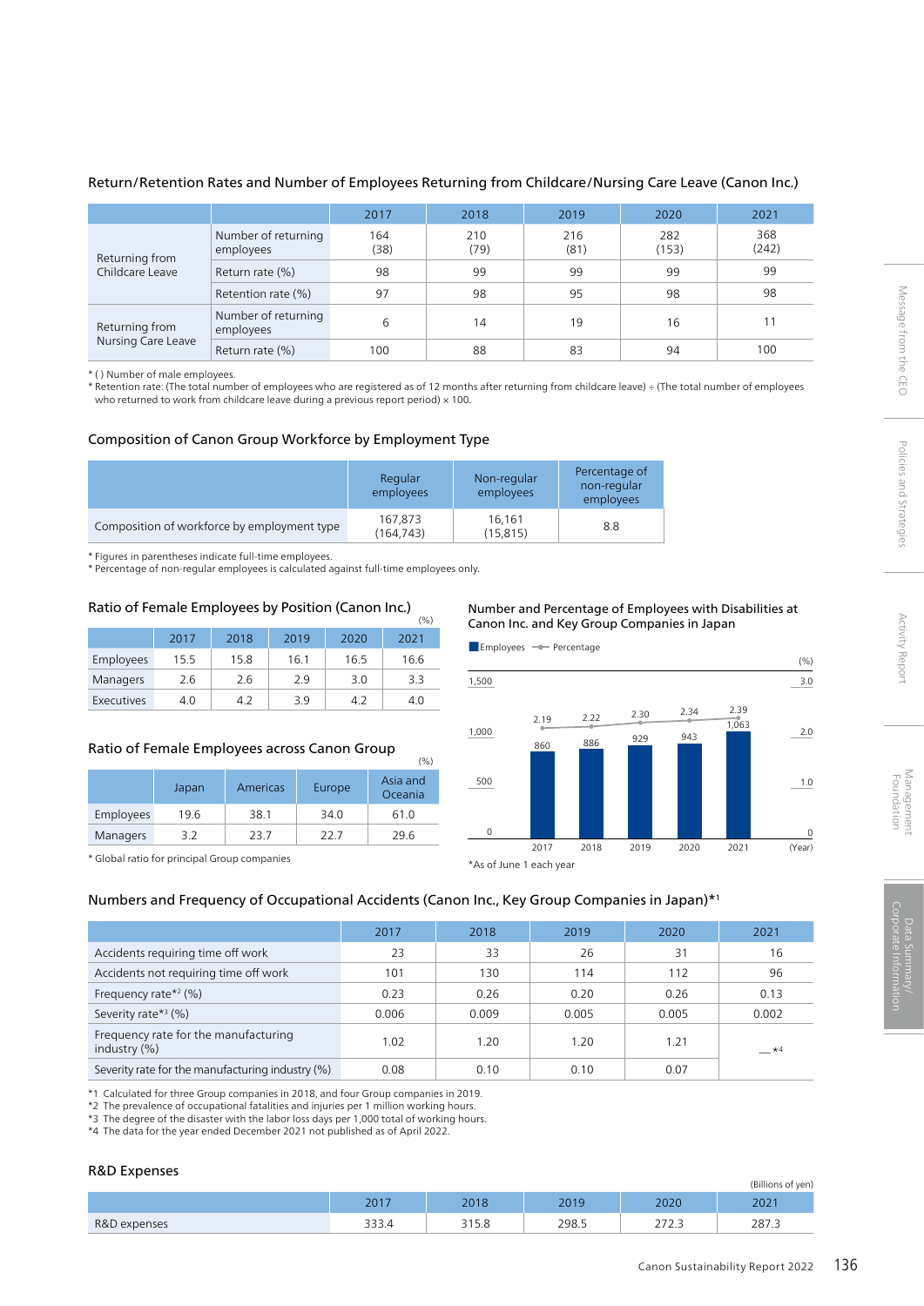## Return/Retention Rates and Number of Employees Returning from Childcare/Nursing Care Leave (Canon Inc.)

| | | 2017 | 2018 | 2019 | 2020 | 2021 |
|---|---|---|---|---|---|---|
| Returning from Childcare Leave | Number of returning employees | 164 (38) | 210 (79) | 216 (81) | 282 (153) | 368 (242) |
| | Return rate (%) | 98 | 99 | 99 | 99 | 99 |
| | Retention rate (%) | 97 | 98 | 95 | 98 | 98 |
| Returning from Nursing Care Leave | Number of returning employees | 6 | 14 | 19 | 16 | 11 |
| | Return rate (%) | 100 | 88 | 83 | 94 | 100 |

* ( ) Number of male employees.
* Retention rate: (The total number of employees who are registered as of 12 months after returning from childcare leave) ÷ (The total number of employees who returned to work from childcare leave during a previous report period) × 100.

## Composition of Canon Group Workforce by Employment Type

| | Regular employees | Non-regular employees | Percentage of non-regular employees |
|---|---|---|---|
| Composition of workforce by employment type | 167,873 (164,743) | 16,161 (15,815) | 8.8 |

* Figures in parentheses indicate full-time employees.
* Percentage of non-regular employees is calculated against full-time employees only.

## Ratio of Female Employees by Position (Canon Inc.)

(%)

| | 2017 | 2018 | 2019 | 2020 | 2021 |
|---|---|---|---|---|---|
| Employees | 15.5 | 15.8 | 16.1 | 16.5 | 16.6 |
| Managers | 2.6 | 2.6 | 2.9 | 3.0 | 3.3 |
| Executives | 4.0 | 4.2 | 3.9 | 4.2 | 4.0 |

## Ratio of Female Employees across Canon Group

(%)

| | Japan | Americas | Europe | Asia and Oceania |
|---|---|---|---|---|
| Employees | 19.6 | 38.1 | 34.0 | 61.0 |
| Managers | 3.2 | 23.7 | 22.7 | 29.6 |

* Global ratio for principal Group companies

## Number and Percentage of Employees with Disabilities at Canon Inc. and Key Group Companies in Japan

| (Year) | Employees | Percentage (%) |
|---|---|---|
| 2017 | 860 | 2.19 |
| 2018 | 886 | 2.22 |
| 2019 | 929 | 2.30 |
| 2020 | 943 | 2.34 |
| 2021 | 1,063 | 2.39 |

*As of June 1 each year

## Numbers and Frequency of Occupational Accidents (Canon Inc., Key Group Companies in Japan)*1

| | 2017 | 2018 | 2019 | 2020 | 2021 |
|---|---|---|---|---|---|
| Accidents requiring time off work | 23 | 33 | 26 | 31 | 16 |
| Accidents not requiring time off work | 101 | 130 | 114 | 112 | 96 |
| Frequency rate*2 (%) | 0.23 | 0.26 | 0.20 | 0.26 | 0.13 |
| Severity rate*3 (%) | 0.006 | 0.009 | 0.005 | 0.005 | 0.002 |
| Frequency rate for the manufacturing industry (%) | 1.02 | 1.20 | 1.20 | 1.21 | —*4 |
| Severity rate for the manufacturing industry (%) | 0.08 | 0.10 | 0.10 | 0.07 | |

*1 Calculated for three Group companies in 2018, and four Group companies in 2019.
*2 The prevalence of occupational fatalities and injuries per 1 million working hours.
*3 The degree of the disaster with the labor loss days per 1,000 total of working hours.
*4 The data for the year ended December 2021 not published as of April 2022.

## R&D Expenses

(Billions of yen)

| | 2017 | 2018 | 2019 | 2020 | 2021 |
|---|---|---|---|---|---|
| R&D expenses | 333.4 | 315.8 | 298.5 | 272.3 | 287.3 |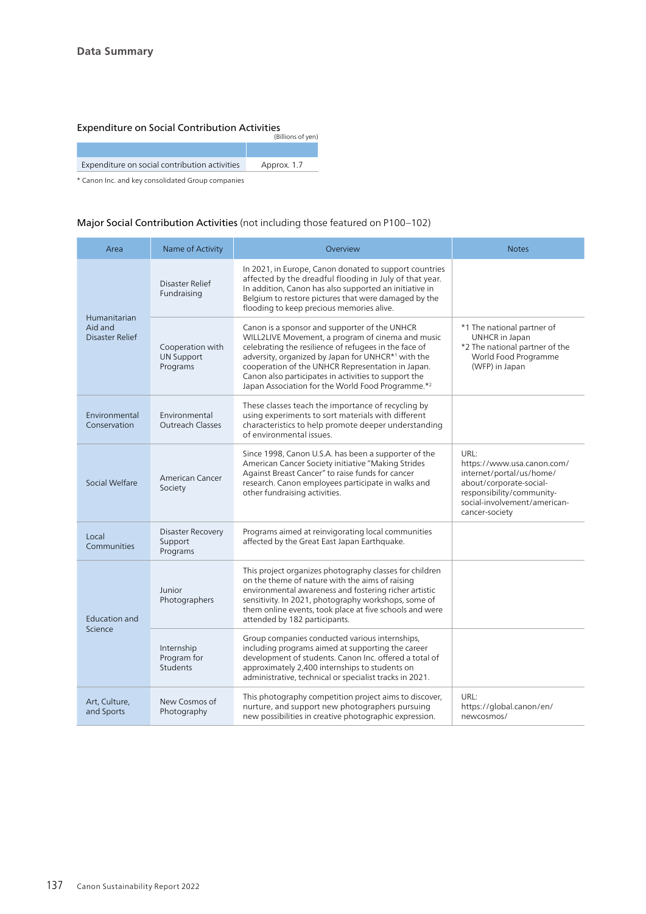## Data Summary

### Expenditure on Social Contribution Activities

(Billions of yen)

| | |
|---|---|
| Expenditure on social contribution activities | Approx. 1.7 |

* Canon Inc. and key consolidated Group companies

### Major Social Contribution Activities (not including those featured on P100–102)

| Area | Name of Activity | Overview | Notes |
|---|---|---|---|
| Humanitarian Aid and Disaster Relief | Disaster Relief Fundraising | In 2021, in Europe, Canon donated to support countries affected by the dreadful flooding in July of that year. In addition, Canon has also supported an initiative in Belgium to restore pictures that were damaged by the flooding to keep precious memories alive. | |
| | Cooperation with UN Support Programs | Canon is a sponsor and supporter of the UNHCR WILL2LIVE Movement, a program of cinema and music celebrating the resilience of refugees in the face of adversity, organized by Japan for UNHCR*1 with the cooperation of the UNHCR Representation in Japan. Canon also participates in activities to support the Japan Association for the World Food Programme.*2 | *1 The national partner of UNHCR in Japan<br>*2 The national partner of the World Food Programme (WFP) in Japan |
| Environmental Conservation | Environmental Outreach Classes | These classes teach the importance of recycling by using experiments to sort materials with different characteristics to help promote deeper understanding of environmental issues. | |
| Social Welfare | American Cancer Society | Since 1998, Canon U.S.A. has been a supporter of the American Cancer Society initiative "Making Strides Against Breast Cancer" to raise funds for cancer research. Canon employees participate in walks and other fundraising activities. | URL:<br>https://www.usa.canon.com/internet/portal/us/home/about/corporate-social-responsibility/community-social-involvement/american-cancer-society |
| Local Communities | Disaster Recovery Support Programs | Programs aimed at reinvigorating local communities affected by the Great East Japan Earthquake. | |
| Education and Science | Junior Photographers | This project organizes photography classes for children on the theme of nature with the aims of raising environmental awareness and fostering richer artistic sensitivity. In 2021, photography workshops, some of them online events, took place at five schools and were attended by 182 participants. | |
| | Internship Program for Students | Group companies conducted various internships, including programs aimed at supporting the career development of students. Canon Inc. offered a total of approximately 2,400 internships to students on administrative, technical or specialist tracks in 2021. | |
| Art, Culture, and Sports | New Cosmos of Photography | This photography competition project aims to discover, nurture, and support new photographers pursuing new possibilities in creative photographic expression. | URL:<br>https://global.canon/en/newcosmos/ |